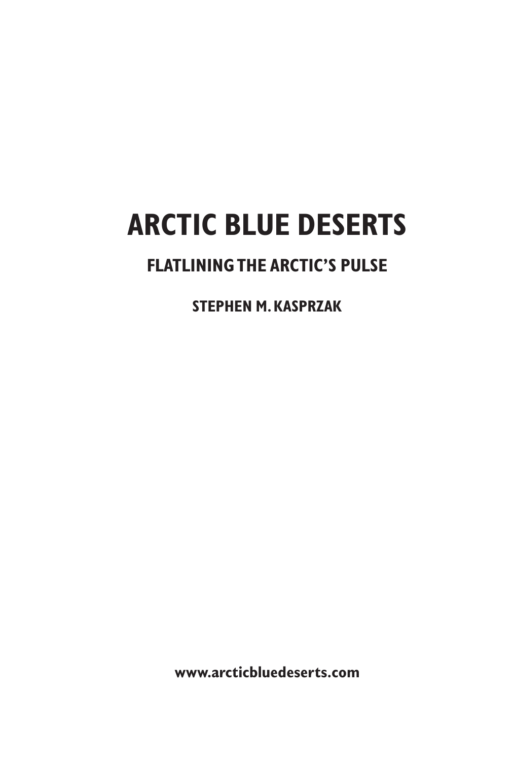# ARCTIC BLUE DESERTS

## FLATLINING THE ARCTIC'S PULSE

**STEPHEN M. KASPRZAK**

**www.arcticbluedeserts.com**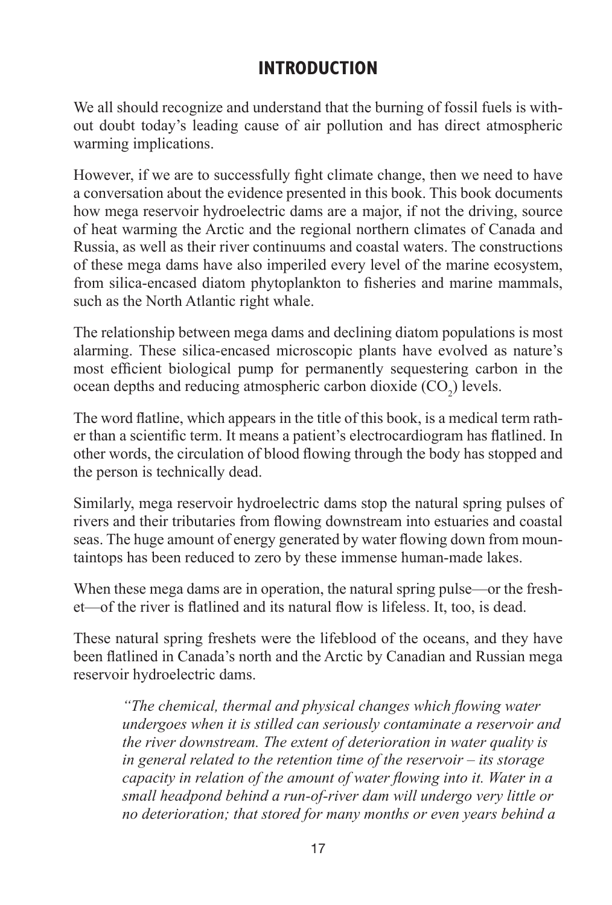## INTRODUCTION

We all should recognize and understand that the burning of fossil fuels is without doubt today's leading cause of air pollution and has direct atmospheric warming implications.

However, if we are to successfully fight climate change, then we need to have a conversation about the evidence presented in this book. This book documents how mega reservoir hydroelectric dams are a major, if not the driving, source of heat warming the Arctic and the regional northern climates of Canada and Russia, as well as their river continuums and coastal waters. The constructions of these mega dams have also imperiled every level of the marine ecosystem, from silica-encased diatom phytoplankton to fisheries and marine mammals, such as the North Atlantic right whale.

The relationship between mega dams and declining diatom populations is most alarming. These silica-encased microscopic plants have evolved as nature's most efficient biological pump for permanently sequestering carbon in the ocean depths and reducing atmospheric carbon dioxide ($CO_2$) levels.

The word flatline, which appears in the title of this book, is a medical term rather than a scientific term. It means a patient's electrocardiogram has flatlined. In other words, the circulation of blood flowing through the body has stopped and the person is technically dead.

Similarly, mega reservoir hydroelectric dams stop the natural spring pulses of rivers and their tributaries from flowing downstream into estuaries and coastal seas. The huge amount of energy generated by water flowing down from mountaintops has been reduced to zero by these immense human-made lakes.

When these mega dams are in operation, the natural spring pulse—or the freshet—of the river is flatlined and its natural flow is lifeless. It, too, is dead.

These natural spring freshets were the lifeblood of the oceans, and they have been flatlined in Canada's north and the Arctic by Canadian and Russian mega reservoir hydroelectric dams.

> *"The chemical, thermal and physical changes which flowing water undergoes when it is stilled can seriously contaminate a reservoir and the river downstream. The extent of deterioration in water quality is in general related to the retention time of the reservoir – its storage capacity in relation of the amount of water flowing into it. Water in a small headpond behind a run-of-river dam will undergo very little or no deterioration; that stored for many months or even years behind a*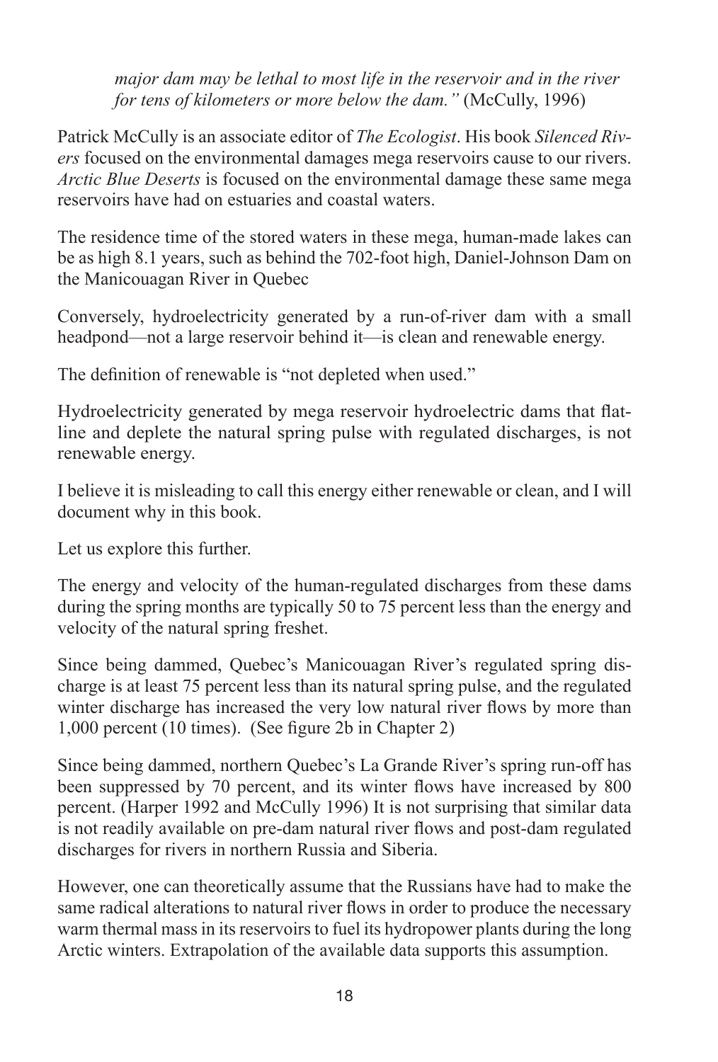*major dam may be lethal to most life in the reservoir and in the river for tens of kilometers or more below the dam."* (McCully, 1996)

Patrick McCully is an associate editor of *The Ecologist*. His book *Silenced Rivers* focused on the environmental damages mega reservoirs cause to our rivers. *Arctic Blue Deserts* is focused on the environmental damage these same mega reservoirs have had on estuaries and coastal waters.

The residence time of the stored waters in these mega, human-made lakes can be as high 8.1 years, such as behind the 702-foot high, Daniel-Johnson Dam on the Manicouagan River in Quebec

Conversely, hydroelectricity generated by a run-of-river dam with a small headpond—not a large reservoir behind it—is clean and renewable energy.

The definition of renewable is "not depleted when used."

Hydroelectricity generated by mega reservoir hydroelectric dams that flatline and deplete the natural spring pulse with regulated discharges, is not renewable energy.

I believe it is misleading to call this energy either renewable or clean, and I will document why in this book.

Let us explore this further.

The energy and velocity of the human-regulated discharges from these dams during the spring months are typically 50 to 75 percent less than the energy and velocity of the natural spring freshet.

Since being dammed, Quebec's Manicouagan River's regulated spring discharge is at least 75 percent less than its natural spring pulse, and the regulated winter discharge has increased the very low natural river flows by more than 1,000 percent (10 times). (See figure 2b in Chapter 2)

Since being dammed, northern Quebec's La Grande River's spring run-off has been suppressed by 70 percent, and its winter flows have increased by 800 percent. (Harper 1992 and McCully 1996) It is not surprising that similar data is not readily available on pre-dam natural river flows and post-dam regulated discharges for rivers in northern Russia and Siberia.

However, one can theoretically assume that the Russians have had to make the same radical alterations to natural river flows in order to produce the necessary warm thermal mass in its reservoirs to fuel its hydropower plants during the long Arctic winters. Extrapolation of the available data supports this assumption.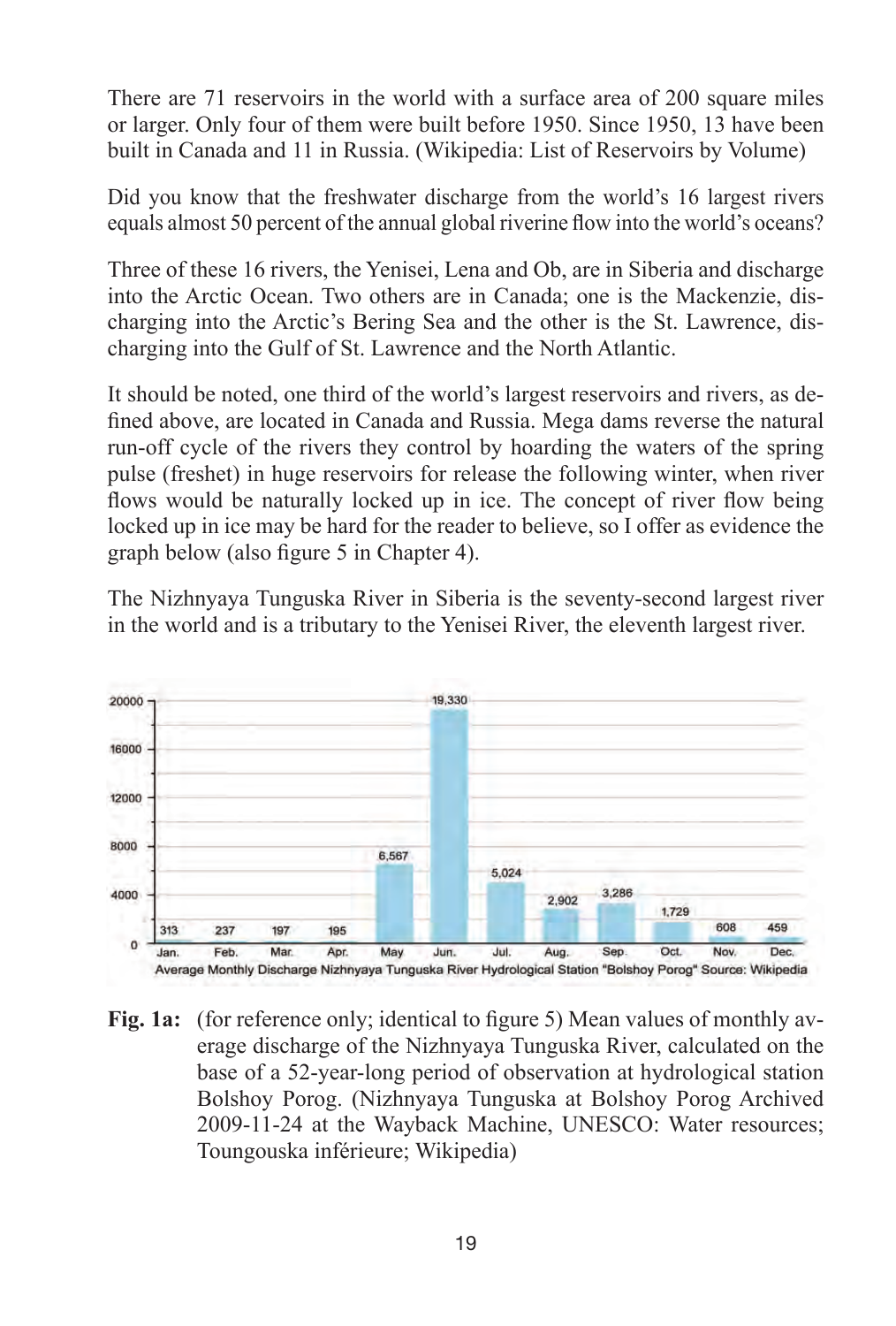There are 71 reservoirs in the world with a surface area of 200 square miles or larger. Only four of them were built before 1950. Since 1950, 13 have been built in Canada and 11 in Russia. (Wikipedia: List of Reservoirs by Volume)

Did you know that the freshwater discharge from the world's 16 largest rivers equals almost 50 percent of the annual global riverine flow into the world's oceans?

Three of these 16 rivers, the Yenisei, Lena and Ob, are in Siberia and discharge into the Arctic Ocean. Two others are in Canada; one is the Mackenzie, discharging into the Arctic's Bering Sea and the other is the St. Lawrence, discharging into the Gulf of St. Lawrence and the North Atlantic.

It should be noted, one third of the world's largest reservoirs and rivers, as defined above, are located in Canada and Russia. Mega dams reverse the natural run-off cycle of the rivers they control by hoarding the waters of the spring pulse (freshet) in huge reservoirs for release the following winter, when river flows would be naturally locked up in ice. The concept of river flow being locked up in ice may be hard for the reader to believe, so I offer as evidence the graph below (also figure 5 in Chapter 4).

The Nizhnyaya Tunguska River in Siberia is the seventy-second largest river in the world and is a tributary to the Yenisei River, the eleventh largest river.

| Jan. | Feb. | Mar. | Apr. | May | Jun. | Jul. | Aug. | Sep. | Oct. | Nov. | Dec. |
|---|---|---|---|---|---|---|---|---|---|---|---|
| 313 | 237 | 197 | 195 | 6,567 | 19,330 | 5,024 | 2,902 | 3,286 | 1,729 | 608 | 459 |

Average Monthly Discharge Nizhnyaya Tunguska River Hydrological Station "Bolshoy Porog" Source: Wikipedia

**Fig. 1a:** (for reference only; identical to figure 5) Mean values of monthly average discharge of the Nizhnyaya Tunguska River, calculated on the base of a 52-year-long period of observation at hydrological station Bolshoy Porog. (Nizhnyaya Tunguska at Bolshoy Porog Archived 2009-11-24 at the Wayback Machine, UNESCO: Water resources; Toungouska inférieure; Wikipedia)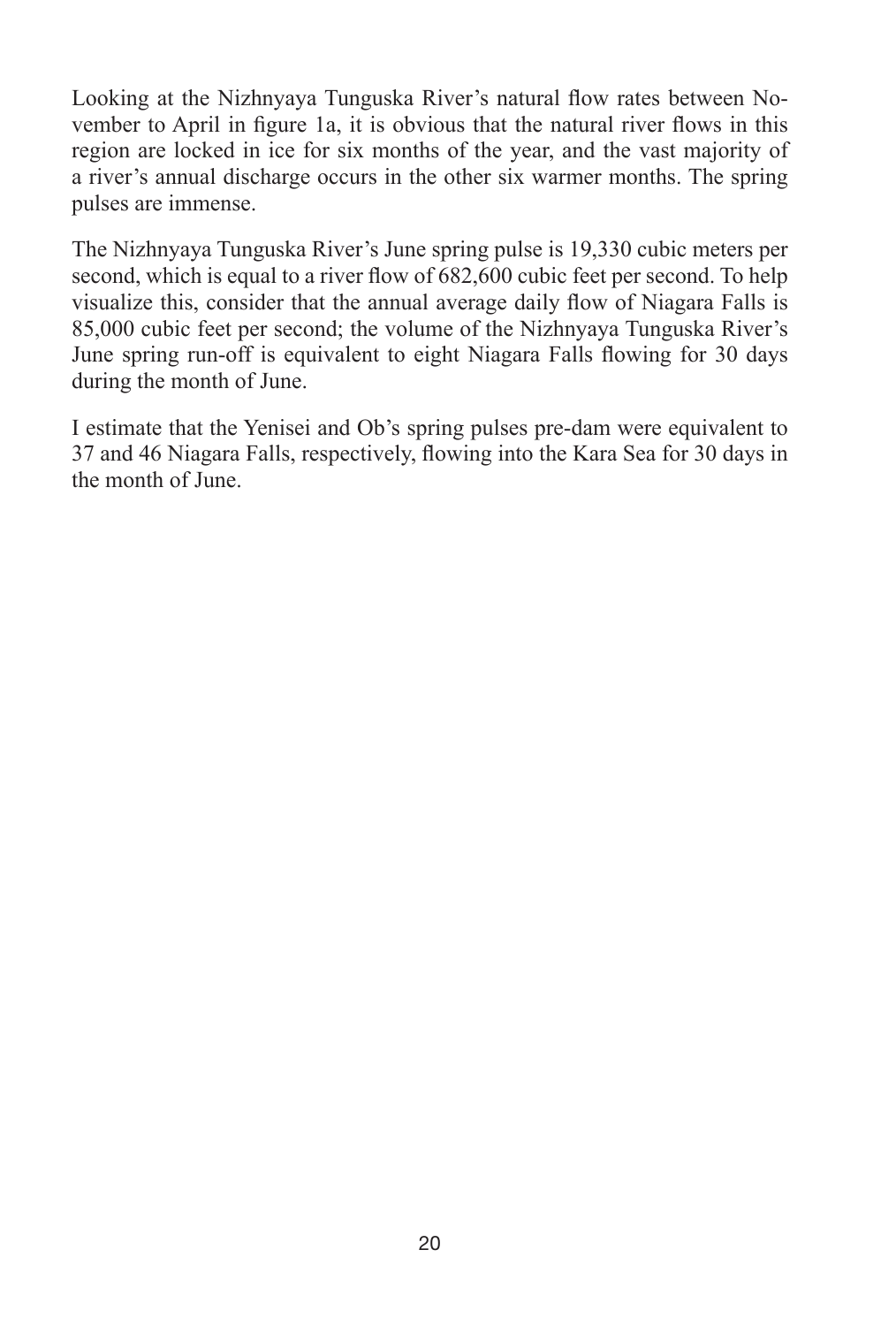Looking at the Nizhnyaya Tunguska River's natural flow rates between November to April in figure 1a, it is obvious that the natural river flows in this region are locked in ice for six months of the year, and the vast majority of a river's annual discharge occurs in the other six warmer months. The spring pulses are immense.

The Nizhnyaya Tunguska River's June spring pulse is 19,330 cubic meters per second, which is equal to a river flow of 682,600 cubic feet per second. To help visualize this, consider that the annual average daily flow of Niagara Falls is 85,000 cubic feet per second; the volume of the Nizhnyaya Tunguska River's June spring run-off is equivalent to eight Niagara Falls flowing for 30 days during the month of June.

I estimate that the Yenisei and Ob's spring pulses pre-dam were equivalent to 37 and 46 Niagara Falls, respectively, flowing into the Kara Sea for 30 days in the month of June.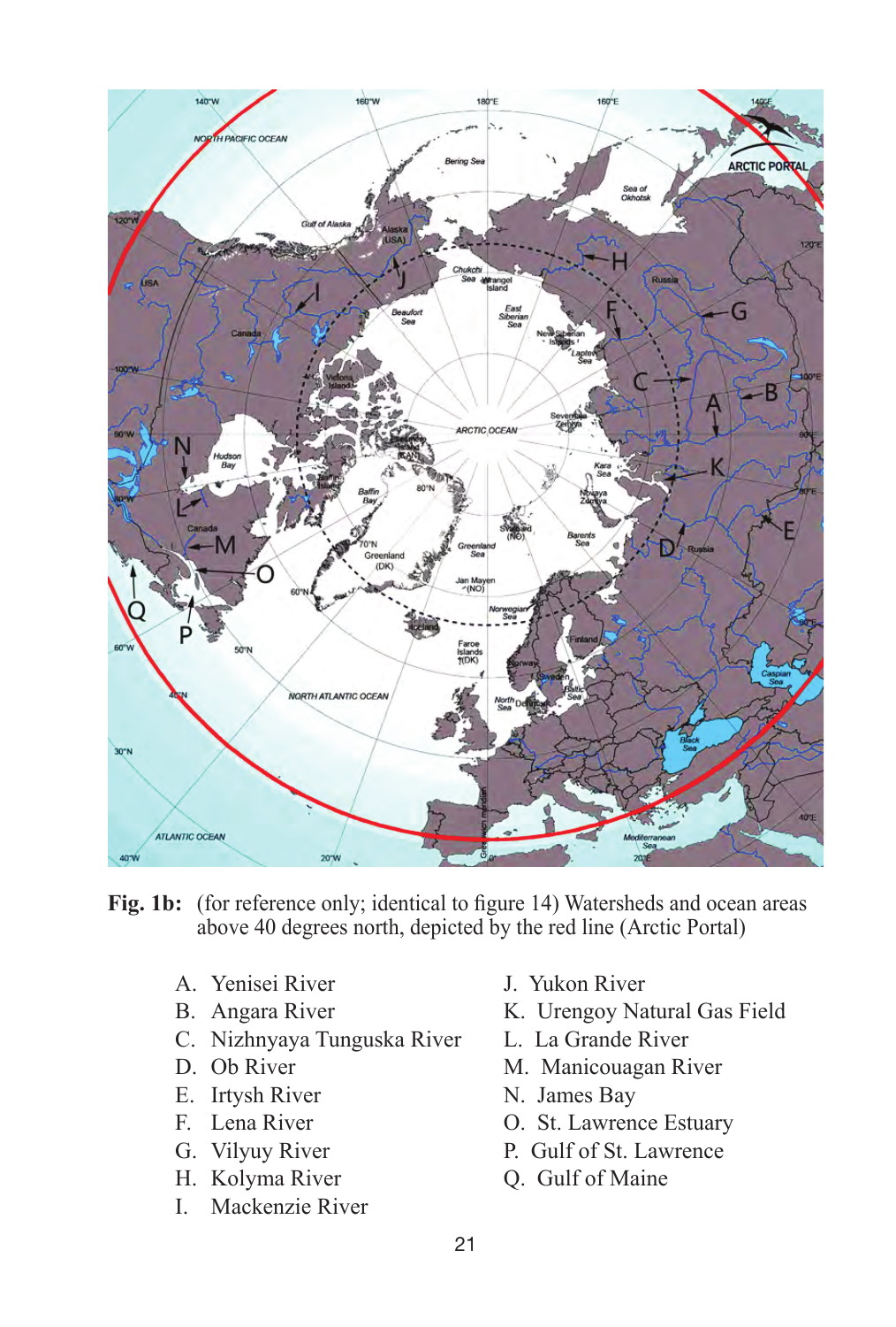**Fig. 1b:** (for reference only; identical to figure 14) Watersheds and ocean areas above 40 degrees north, depicted by the red line (Arctic Portal)

A. Yenisei River
B. Angara River
C. Nizhnyaya Tunguska River
D. Ob River
E. Irtysh River
F. Lena River
G. Vilyuy River
H. Kolyma River
I. Mackenzie River
J. Yukon River
K. Urengoy Natural Gas Field
L. La Grande River
M. Manicouagan River
N. James Bay
O. St. Lawrence Estuary
P. Gulf of St. Lawrence
Q. Gulf of Maine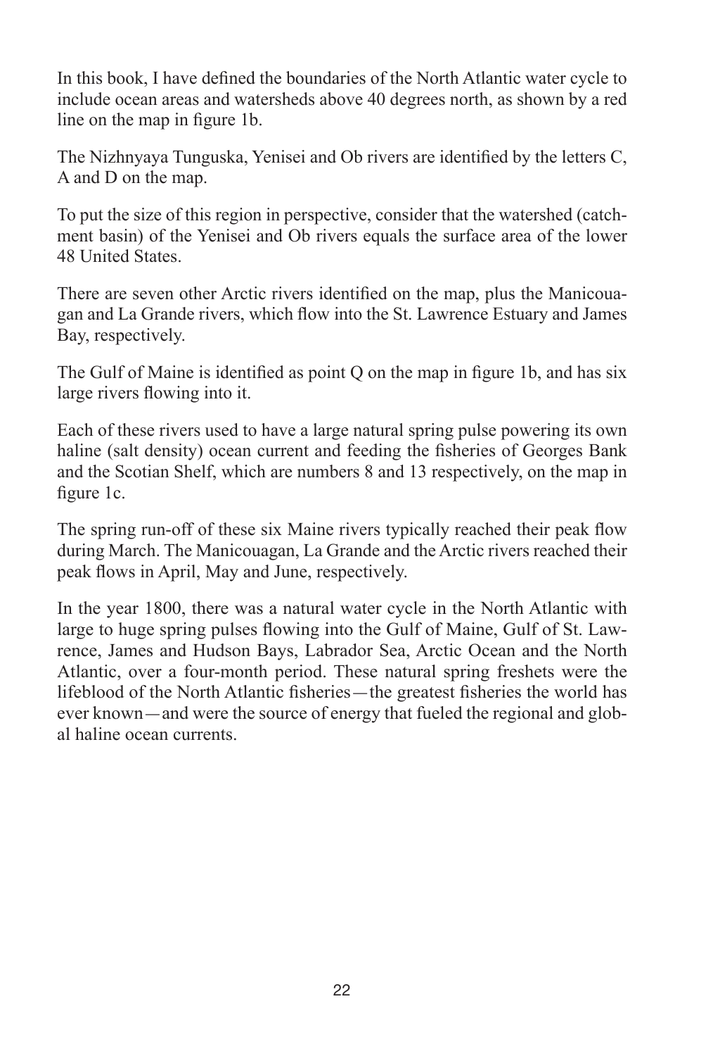In this book, I have defined the boundaries of the North Atlantic water cycle to include ocean areas and watersheds above 40 degrees north, as shown by a red line on the map in figure 1b.

The Nizhnyaya Tunguska, Yenisei and Ob rivers are identified by the letters C, A and D on the map.

To put the size of this region in perspective, consider that the watershed (catchment basin) of the Yenisei and Ob rivers equals the surface area of the lower 48 United States.

There are seven other Arctic rivers identified on the map, plus the Manicouagan and La Grande rivers, which flow into the St. Lawrence Estuary and James Bay, respectively.

The Gulf of Maine is identified as point Q on the map in figure 1b, and has six large rivers flowing into it.

Each of these rivers used to have a large natural spring pulse powering its own haline (salt density) ocean current and feeding the fisheries of Georges Bank and the Scotian Shelf, which are numbers 8 and 13 respectively, on the map in figure 1c.

The spring run-off of these six Maine rivers typically reached their peak flow during March. The Manicouagan, La Grande and the Arctic rivers reached their peak flows in April, May and June, respectively.

In the year 1800, there was a natural water cycle in the North Atlantic with large to huge spring pulses flowing into the Gulf of Maine, Gulf of St. Lawrence, James and Hudson Bays, Labrador Sea, Arctic Ocean and the North Atlantic, over a four-month period. These natural spring freshets were the lifeblood of the North Atlantic fisheries—the greatest fisheries the world has ever known—and were the source of energy that fueled the regional and global haline ocean currents.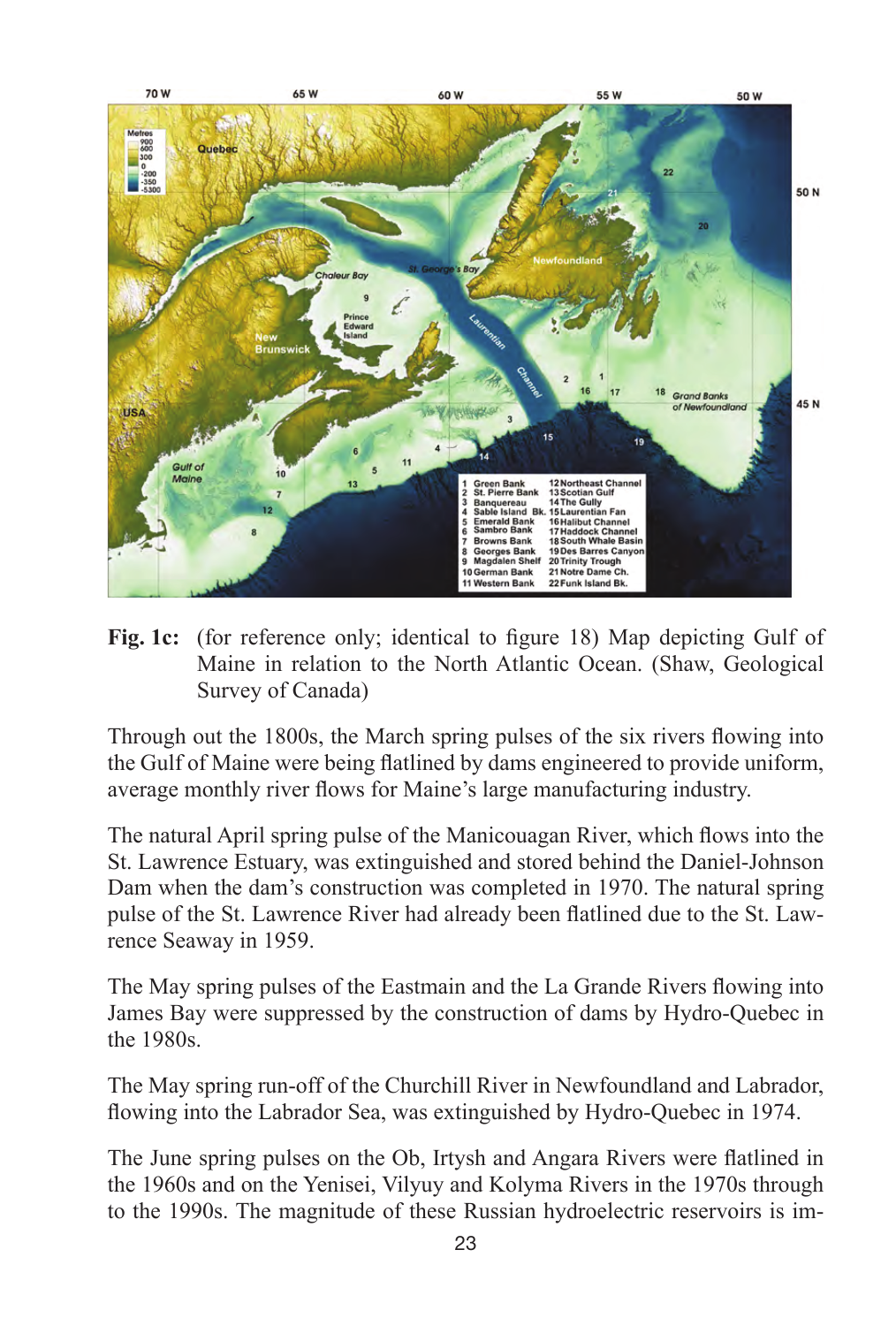**Fig. 1c:** (for reference only; identical to figure 18) Map depicting Gulf of Maine in relation to the North Atlantic Ocean. (Shaw, Geological Survey of Canada)

Through out the 1800s, the March spring pulses of the six rivers flowing into the Gulf of Maine were being flatlined by dams engineered to provide uniform, average monthly river flows for Maine's large manufacturing industry.

The natural April spring pulse of the Manicouagan River, which flows into the St. Lawrence Estuary, was extinguished and stored behind the Daniel-Johnson Dam when the dam's construction was completed in 1970. The natural spring pulse of the St. Lawrence River had already been flatlined due to the St. Lawrence Seaway in 1959.

The May spring pulses of the Eastmain and the La Grande Rivers flowing into James Bay were suppressed by the construction of dams by Hydro-Quebec in the 1980s.

The May spring run-off of the Churchill River in Newfoundland and Labrador, flowing into the Labrador Sea, was extinguished by Hydro-Quebec in 1974.

The June spring pulses on the Ob, Irtysh and Angara Rivers were flatlined in the 1960s and on the Yenisei, Vilyuy and Kolyma Rivers in the 1970s through to the 1990s. The magnitude of these Russian hydroelectric reservoirs is im-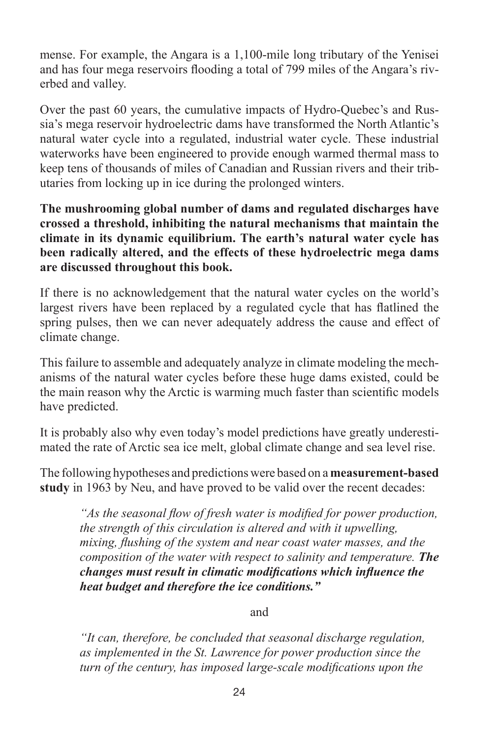mense. For example, the Angara is a 1,100-mile long tributary of the Yenisei and has four mega reservoirs flooding a total of 799 miles of the Angara's riverbed and valley.

Over the past 60 years, the cumulative impacts of Hydro-Quebec's and Russia's mega reservoir hydroelectric dams have transformed the North Atlantic's natural water cycle into a regulated, industrial water cycle. These industrial waterworks have been engineered to provide enough warmed thermal mass to keep tens of thousands of miles of Canadian and Russian rivers and their tributaries from locking up in ice during the prolonged winters.

**The mushrooming global number of dams and regulated discharges have crossed a threshold, inhibiting the natural mechanisms that maintain the climate in its dynamic equilibrium. The earth's natural water cycle has been radically altered, and the effects of these hydroelectric mega dams are discussed throughout this book.**

If there is no acknowledgement that the natural water cycles on the world's largest rivers have been replaced by a regulated cycle that has flatlined the spring pulses, then we can never adequately address the cause and effect of climate change.

This failure to assemble and adequately analyze in climate modeling the mechanisms of the natural water cycles before these huge dams existed, could be the main reason why the Arctic is warming much faster than scientific models have predicted.

It is probably also why even today's model predictions have greatly underestimated the rate of Arctic sea ice melt, global climate change and sea level rise.

The following hypotheses and predictions were based on a **measurement-based study** in 1963 by Neu, and have proved to be valid over the recent decades:

> *"As the seasonal flow of fresh water is modified for power production, the strength of this circulation is altered and with it upwelling, mixing, flushing of the system and near coast water masses, and the composition of the water with respect to salinity and temperature.* ***The changes must result in climatic modifications which influence the heat budget and therefore the ice conditions."***

and

> *"It can, therefore, be concluded that seasonal discharge regulation, as implemented in the St. Lawrence for power production since the turn of the century, has imposed large-scale modifications upon the*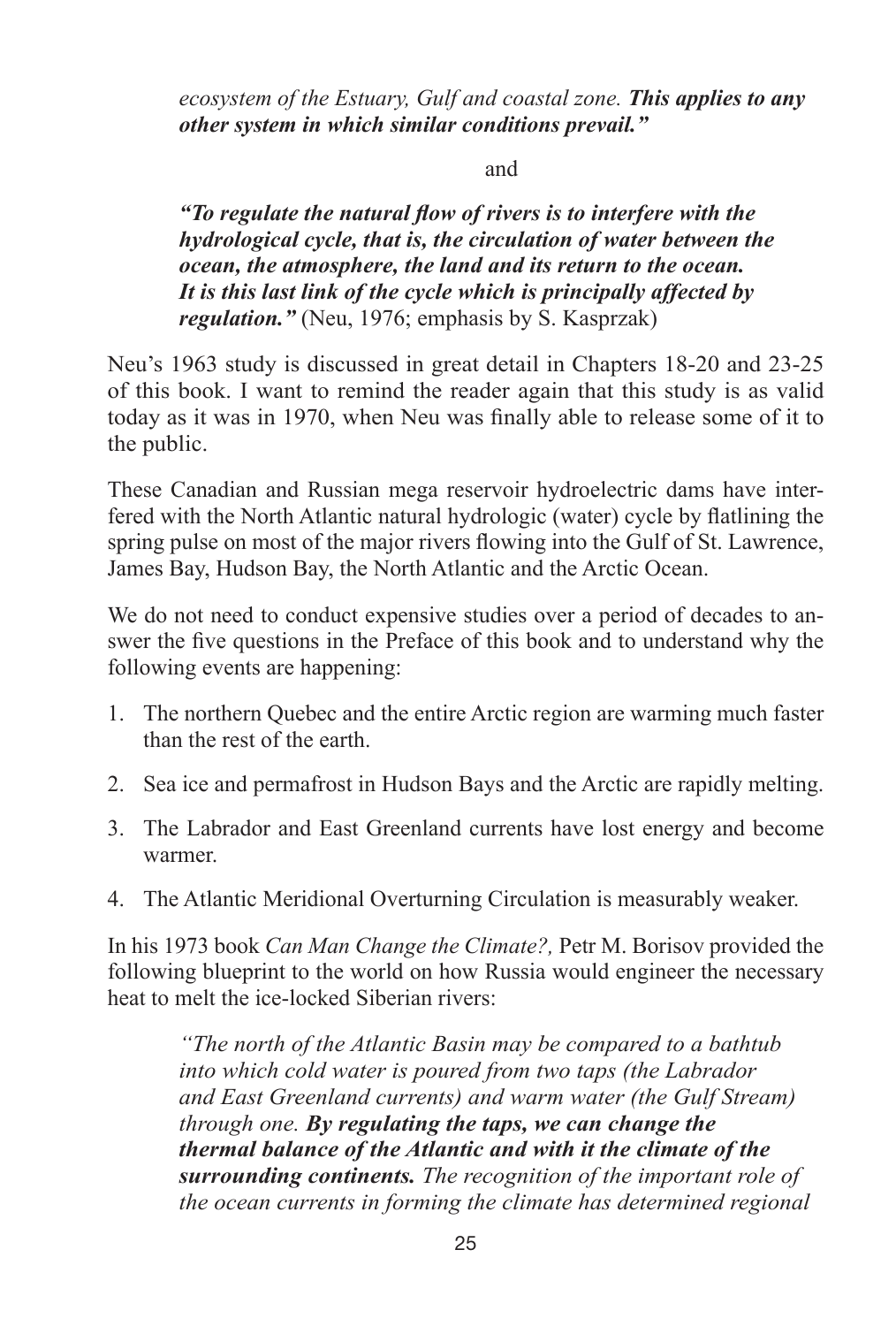*ecosystem of the Estuary, Gulf and coastal zone.* ***This applies to any other system in which similar conditions prevail."***

and

***"To regulate the natural flow of rivers is to interfere with the hydrological cycle, that is, the circulation of water between the ocean, the atmosphere, the land and its return to the ocean. It is this last link of the cycle which is principally affected by regulation."*** (Neu, 1976; emphasis by S. Kasprzak)

Neu's 1963 study is discussed in great detail in Chapters 18-20 and 23-25 of this book. I want to remind the reader again that this study is as valid today as it was in 1970, when Neu was finally able to release some of it to the public.

These Canadian and Russian mega reservoir hydroelectric dams have interfered with the North Atlantic natural hydrologic (water) cycle by flatlining the spring pulse on most of the major rivers flowing into the Gulf of St. Lawrence, James Bay, Hudson Bay, the North Atlantic and the Arctic Ocean.

We do not need to conduct expensive studies over a period of decades to answer the five questions in the Preface of this book and to understand why the following events are happening:

1. The northern Quebec and the entire Arctic region are warming much faster than the rest of the earth.
2. Sea ice and permafrost in Hudson Bays and the Arctic are rapidly melting.
3. The Labrador and East Greenland currents have lost energy and become warmer.
4. The Atlantic Meridional Overturning Circulation is measurably weaker.

In his 1973 book *Can Man Change the Climate?,* Petr M. Borisov provided the following blueprint to the world on how Russia would engineer the necessary heat to melt the ice-locked Siberian rivers:

> *"The north of the Atlantic Basin may be compared to a bathtub into which cold water is poured from two taps (the Labrador and East Greenland currents) and warm water (the Gulf Stream) through one.* ***By regulating the taps, we can change the thermal balance of the Atlantic and with it the climate of the surrounding continents.*** *The recognition of the important role of the ocean currents in forming the climate has determined regional*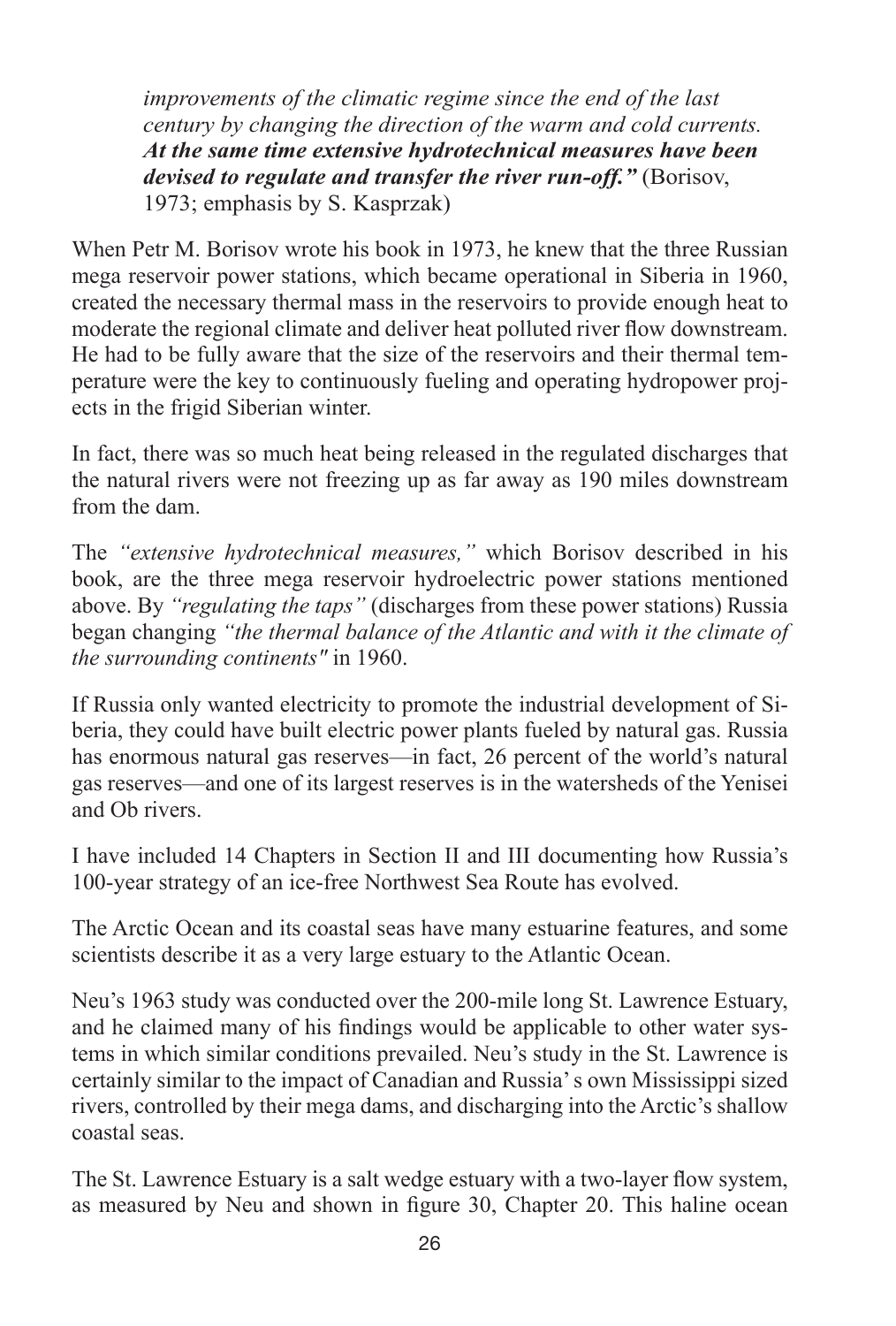> *improvements of the climatic regime since the end of the last century by changing the direction of the warm and cold currents.* ***At the same time extensive hydrotechnical measures have been devised to regulate and transfer the river run-off."*** (Borisov, 1973; emphasis by S. Kasprzak)

When Petr M. Borisov wrote his book in 1973, he knew that the three Russian mega reservoir power stations, which became operational in Siberia in 1960, created the necessary thermal mass in the reservoirs to provide enough heat to moderate the regional climate and deliver heat polluted river flow downstream. He had to be fully aware that the size of the reservoirs and their thermal temperature were the key to continuously fueling and operating hydropower projects in the frigid Siberian winter.

In fact, there was so much heat being released in the regulated discharges that the natural rivers were not freezing up as far away as 190 miles downstream from the dam.

The *"extensive hydrotechnical measures,"* which Borisov described in his book, are the three mega reservoir hydroelectric power stations mentioned above. By *"regulating the taps"* (discharges from these power stations) Russia began changing *"the thermal balance of the Atlantic and with it the climate of the surrounding continents"* in 1960.

If Russia only wanted electricity to promote the industrial development of Siberia, they could have built electric power plants fueled by natural gas. Russia has enormous natural gas reserves—in fact, 26 percent of the world's natural gas reserves—and one of its largest reserves is in the watersheds of the Yenisei and Ob rivers.

I have included 14 Chapters in Section II and III documenting how Russia's 100-year strategy of an ice-free Northwest Sea Route has evolved.

The Arctic Ocean and its coastal seas have many estuarine features, and some scientists describe it as a very large estuary to the Atlantic Ocean.

Neu's 1963 study was conducted over the 200-mile long St. Lawrence Estuary, and he claimed many of his findings would be applicable to other water systems in which similar conditions prevailed. Neu's study in the St. Lawrence is certainly similar to the impact of Canadian and Russia' s own Mississippi sized rivers, controlled by their mega dams, and discharging into the Arctic's shallow coastal seas.

The St. Lawrence Estuary is a salt wedge estuary with a two-layer flow system, as measured by Neu and shown in figure 30, Chapter 20. This haline ocean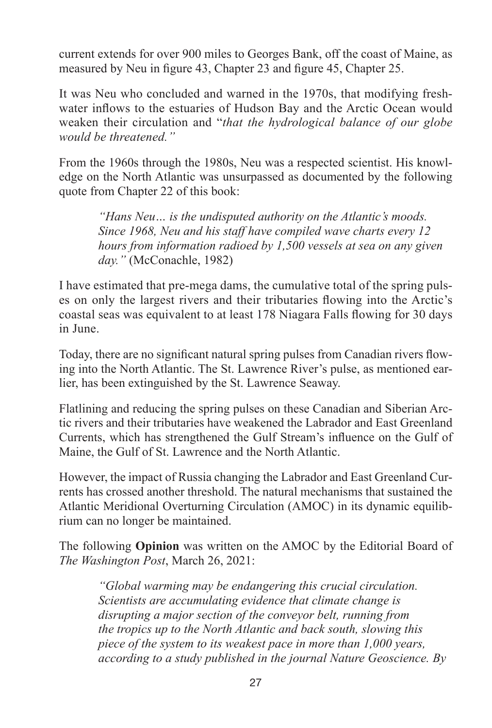current extends for over 900 miles to Georges Bank, off the coast of Maine, as measured by Neu in figure 43, Chapter 23 and figure 45, Chapter 25.

It was Neu who concluded and warned in the 1970s, that modifying freshwater inflows to the estuaries of Hudson Bay and the Arctic Ocean would weaken their circulation and "*that the hydrological balance of our globe would be threatened.*"

From the 1960s through the 1980s, Neu was a respected scientist. His knowledge on the North Atlantic was unsurpassed as documented by the following quote from Chapter 22 of this book:

> *"Hans Neu… is the undisputed authority on the Atlantic's moods. Since 1968, Neu and his staff have compiled wave charts every 12 hours from information radioed by 1,500 vessels at sea on any given day."* (McConachle, 1982)

I have estimated that pre-mega dams, the cumulative total of the spring pulses on only the largest rivers and their tributaries flowing into the Arctic's coastal seas was equivalent to at least 178 Niagara Falls flowing for 30 days in June.

Today, there are no significant natural spring pulses from Canadian rivers flowing into the North Atlantic. The St. Lawrence River's pulse, as mentioned earlier, has been extinguished by the St. Lawrence Seaway.

Flatlining and reducing the spring pulses on these Canadian and Siberian Arctic rivers and their tributaries have weakened the Labrador and East Greenland Currents, which has strengthened the Gulf Stream's influence on the Gulf of Maine, the Gulf of St. Lawrence and the North Atlantic.

However, the impact of Russia changing the Labrador and East Greenland Currents has crossed another threshold. The natural mechanisms that sustained the Atlantic Meridional Overturning Circulation (AMOC) in its dynamic equilibrium can no longer be maintained.

The following **Opinion** was written on the AMOC by the Editorial Board of *The Washington Post*, March 26, 2021:

> *"Global warming may be endangering this crucial circulation. Scientists are accumulating evidence that climate change is disrupting a major section of the conveyor belt, running from the tropics up to the North Atlantic and back south, slowing this piece of the system to its weakest pace in more than 1,000 years, according to a study published in the journal Nature Geoscience. By*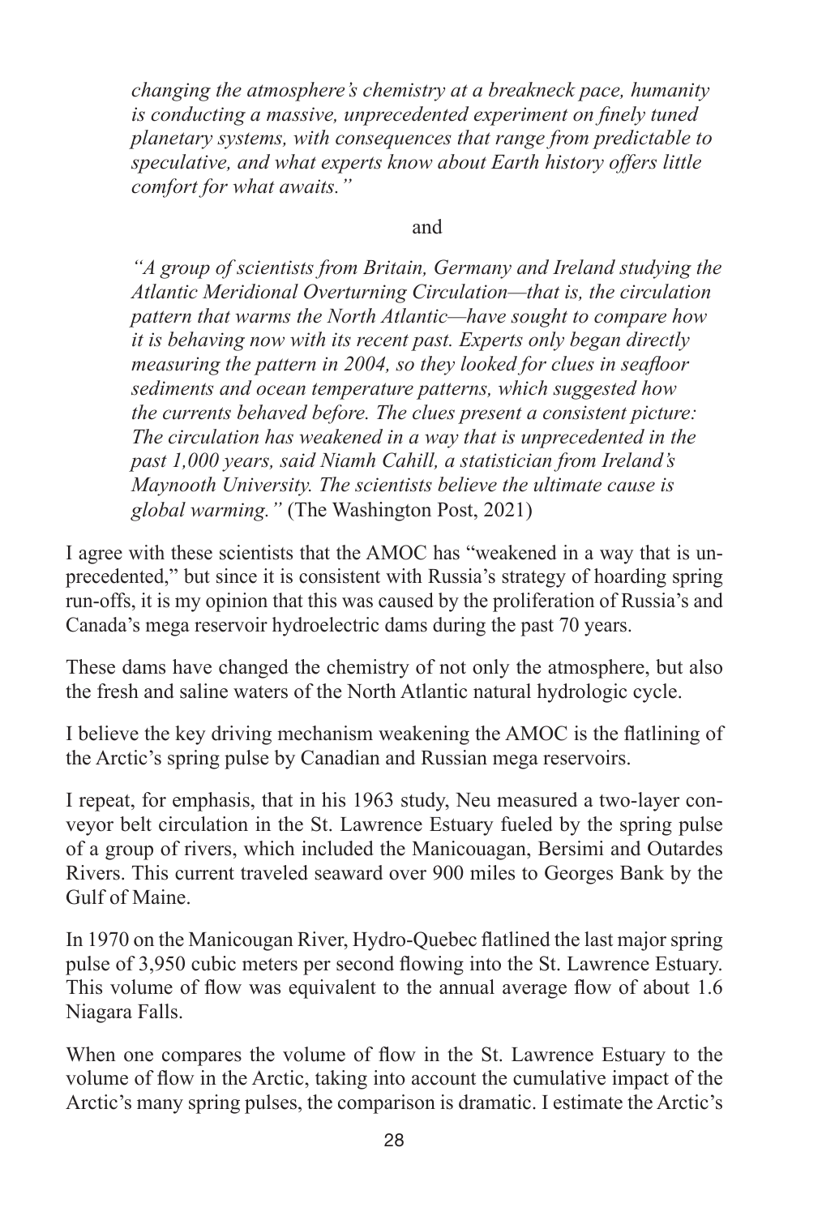*changing the atmosphere's chemistry at a breakneck pace, humanity is conducting a massive, unprecedented experiment on finely tuned planetary systems, with consequences that range from predictable to speculative, and what experts know about Earth history offers little comfort for what awaits."*

and

*"A group of scientists from Britain, Germany and Ireland studying the Atlantic Meridional Overturning Circulation—that is, the circulation pattern that warms the North Atlantic—have sought to compare how it is behaving now with its recent past. Experts only began directly measuring the pattern in 2004, so they looked for clues in seafloor sediments and ocean temperature patterns, which suggested how the currents behaved before. The clues present a consistent picture: The circulation has weakened in a way that is unprecedented in the past 1,000 years, said Niamh Cahill, a statistician from Ireland's Maynooth University. The scientists believe the ultimate cause is global warming."* (The Washington Post, 2021)

I agree with these scientists that the AMOC has "weakened in a way that is unprecedented," but since it is consistent with Russia's strategy of hoarding spring run-offs, it is my opinion that this was caused by the proliferation of Russia's and Canada's mega reservoir hydroelectric dams during the past 70 years.

These dams have changed the chemistry of not only the atmosphere, but also the fresh and saline waters of the North Atlantic natural hydrologic cycle.

I believe the key driving mechanism weakening the AMOC is the flatlining of the Arctic's spring pulse by Canadian and Russian mega reservoirs.

I repeat, for emphasis, that in his 1963 study, Neu measured a two-layer conveyor belt circulation in the St. Lawrence Estuary fueled by the spring pulse of a group of rivers, which included the Manicouagan, Bersimi and Outardes Rivers. This current traveled seaward over 900 miles to Georges Bank by the Gulf of Maine.

In 1970 on the Manicougan River, Hydro-Quebec flatlined the last major spring pulse of 3,950 cubic meters per second flowing into the St. Lawrence Estuary. This volume of flow was equivalent to the annual average flow of about 1.6 Niagara Falls.

When one compares the volume of flow in the St. Lawrence Estuary to the volume of flow in the Arctic, taking into account the cumulative impact of the Arctic's many spring pulses, the comparison is dramatic. I estimate the Arctic's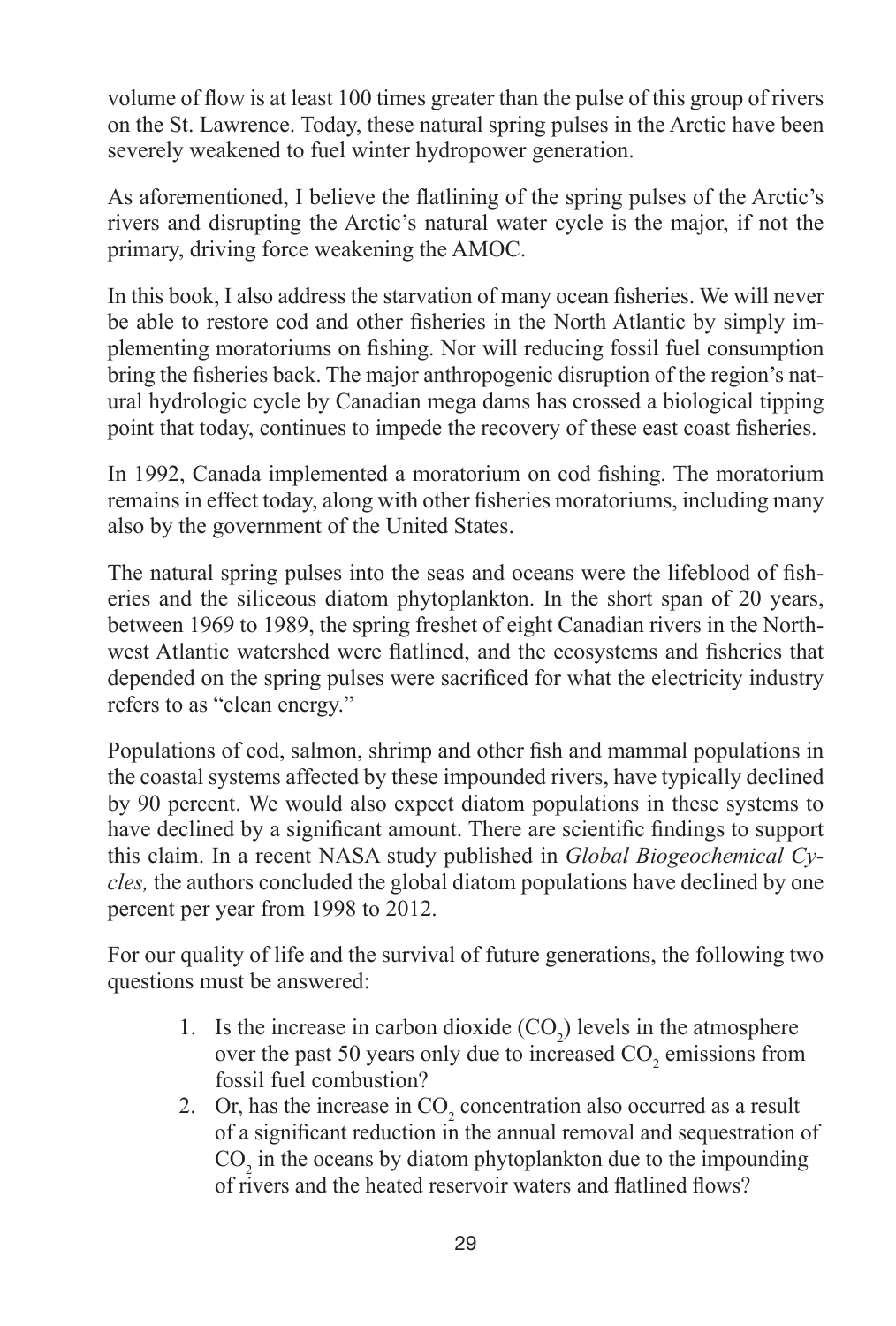volume of flow is at least 100 times greater than the pulse of this group of rivers on the St. Lawrence. Today, these natural spring pulses in the Arctic have been severely weakened to fuel winter hydropower generation.

As aforementioned, I believe the flatlining of the spring pulses of the Arctic's rivers and disrupting the Arctic's natural water cycle is the major, if not the primary, driving force weakening the AMOC.

In this book, I also address the starvation of many ocean fisheries. We will never be able to restore cod and other fisheries in the North Atlantic by simply implementing moratoriums on fishing. Nor will reducing fossil fuel consumption bring the fisheries back. The major anthropogenic disruption of the region's natural hydrologic cycle by Canadian mega dams has crossed a biological tipping point that today, continues to impede the recovery of these east coast fisheries.

In 1992, Canada implemented a moratorium on cod fishing. The moratorium remains in effect today, along with other fisheries moratoriums, including many also by the government of the United States.

The natural spring pulses into the seas and oceans were the lifeblood of fisheries and the siliceous diatom phytoplankton. In the short span of 20 years, between 1969 to 1989, the spring freshet of eight Canadian rivers in the Northwest Atlantic watershed were flatlined, and the ecosystems and fisheries that depended on the spring pulses were sacrificed for what the electricity industry refers to as "clean energy."

Populations of cod, salmon, shrimp and other fish and mammal populations in the coastal systems affected by these impounded rivers, have typically declined by 90 percent. We would also expect diatom populations in these systems to have declined by a significant amount. There are scientific findings to support this claim. In a recent NASA study published in *Global Biogeochemical Cycles,* the authors concluded the global diatom populations have declined by one percent per year from 1998 to 2012.

For our quality of life and the survival of future generations, the following two questions must be answered:

1. Is the increase in carbon dioxide ($CO_2$) levels in the atmosphere over the past 50 years only due to increased $CO_2$ emissions from fossil fuel combustion?
2. Or, has the increase in $CO_2$ concentration also occurred as a result of a significant reduction in the annual removal and sequestration of $CO_2$ in the oceans by diatom phytoplankton due to the impounding of rivers and the heated reservoir waters and flatlined flows?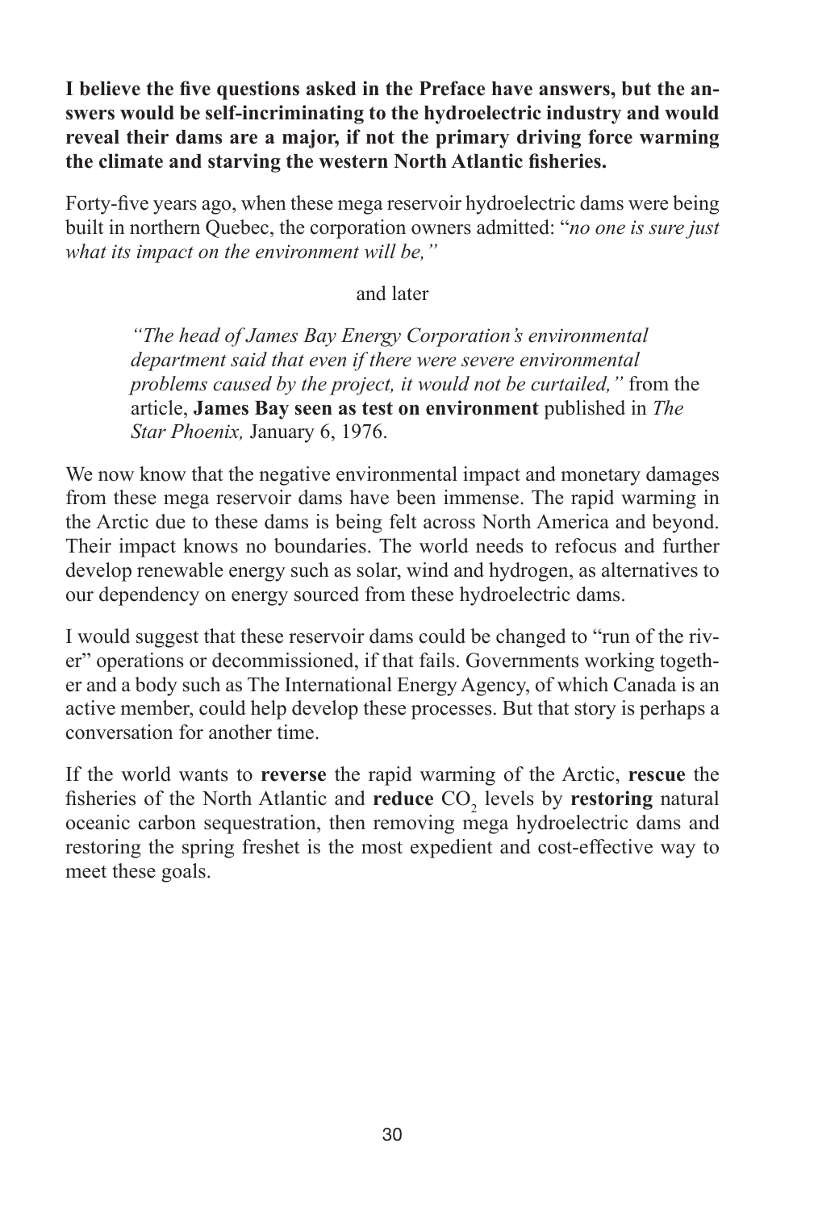**I believe the five questions asked in the Preface have answers, but the answers would be self-incriminating to the hydroelectric industry and would reveal their dams are a major, if not the primary driving force warming the climate and starving the western North Atlantic fisheries.**

Forty-five years ago, when these mega reservoir hydroelectric dams were being built in northern Quebec, the corporation owners admitted: "*no one is sure just what its impact on the environment will be,"*

and later

> *"The head of James Bay Energy Corporation's environmental department said that even if there were severe environmental problems caused by the project, it would not be curtailed,"* from the article, **James Bay seen as test on environment** published in *The Star Phoenix,* January 6, 1976.

We now know that the negative environmental impact and monetary damages from these mega reservoir dams have been immense. The rapid warming in the Arctic due to these dams is being felt across North America and beyond. Their impact knows no boundaries. The world needs to refocus and further develop renewable energy such as solar, wind and hydrogen, as alternatives to our dependency on energy sourced from these hydroelectric dams.

I would suggest that these reservoir dams could be changed to "run of the river" operations or decommissioned, if that fails. Governments working together and a body such as The International Energy Agency, of which Canada is an active member, could help develop these processes. But that story is perhaps a conversation for another time.

If the world wants to **reverse** the rapid warming of the Arctic, **rescue** the fisheries of the North Atlantic and **reduce** $CO_2$ levels by **restoring** natural oceanic carbon sequestration, then removing mega hydroelectric dams and restoring the spring freshet is the most expedient and cost-effective way to meet these goals.